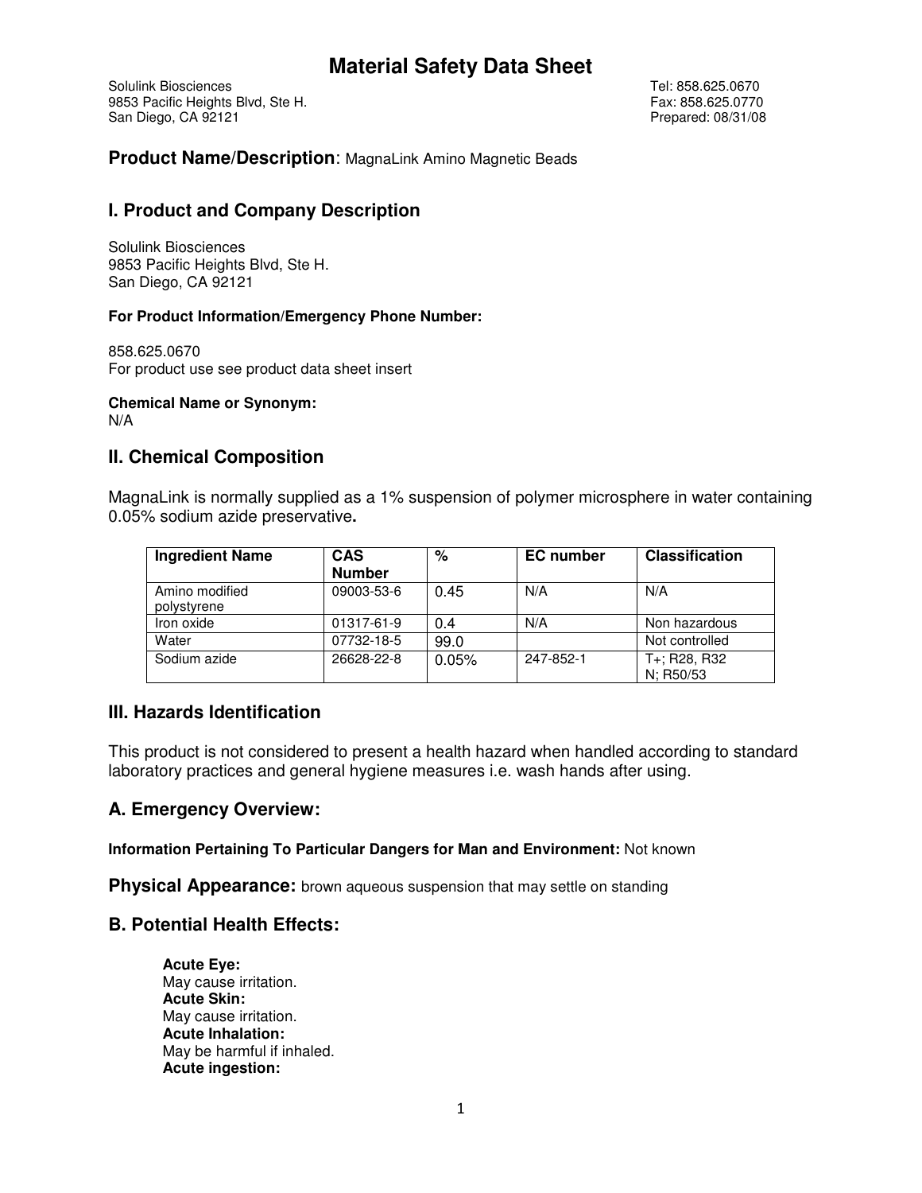# Material Safety Data Sheet

Solulink Biosciences
9853 Pacific Heights Blvd, Ste H.
San Diego, CA 92121

Tel: 858.625.0670
Fax: 858.625.0770
Prepared: 08/31/08

## Product Name/Description: MagnaLink Amino Magnetic Beads

## I. Product and Company Description

Solulink Biosciences
9853 Pacific Heights Blvd, Ste H.
San Diego, CA 92121

#### For Product Information/Emergency Phone Number:

858.625.0670
For product use see product data sheet insert

#### Chemical Name or Synonym:

N/A

## II. Chemical Composition

MagnaLink is normally supplied as a 1% suspension of polymer microsphere in water containing 0.05% sodium azide preservative**.**

| Ingredient Name | CAS Number | % | EC number | Classification |
|---|---|---|---|---|
| Amino modified polystyrene | 09003-53-6 | 0.45 | N/A | N/A |
| Iron oxide | 01317-61-9 | 0.4 | N/A | Non hazardous |
| Water | 07732-18-5 | 99.0 | | Not controlled |
| Sodium azide | 26628-22-8 | 0.05% | 247-852-1 | T+; R28, R32 N; R50/53 |

## III. Hazards Identification

This product is not considered to present a health hazard when handled according to standard laboratory practices and general hygiene measures i.e. wash hands after using.

## A. Emergency Overview:

**Information Pertaining To Particular Dangers for Man and Environment:** Not known

**Physical Appearance:** brown aqueous suspension that may settle on standing

## B. Potential Health Effects:

**Acute Eye:**
May cause irritation.
**Acute Skin:**
May cause irritation.
**Acute Inhalation:**
May be harmful if inhaled.
**Acute ingestion:**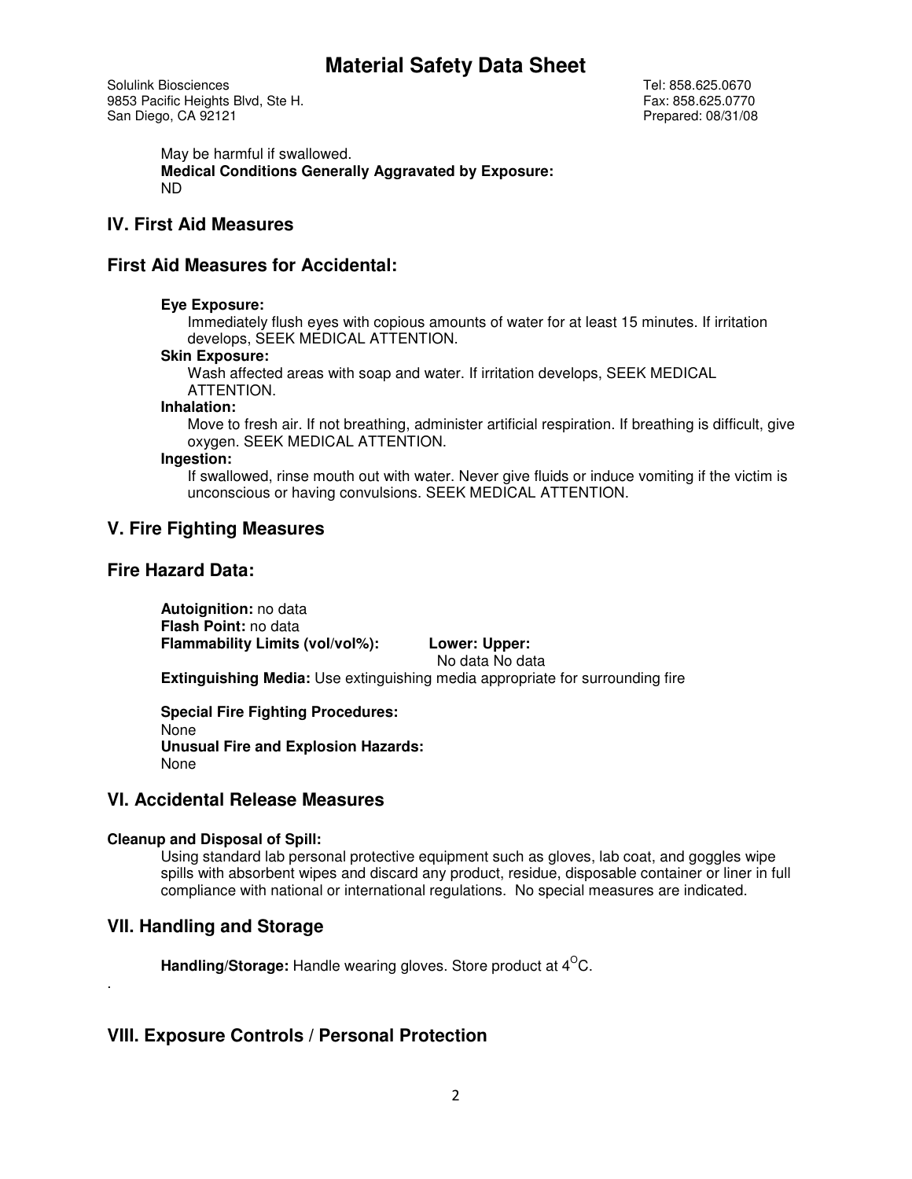May be harmful if swallowed.

**Medical Conditions Generally Aggravated by Exposure:**
ND

## IV. First Aid Measures

## First Aid Measures for Accidental:

**Eye Exposure:**
Immediately flush eyes with copious amounts of water for at least 15 minutes. If irritation develops, SEEK MEDICAL ATTENTION.

**Skin Exposure:**
Wash affected areas with soap and water. If irritation develops, SEEK MEDICAL ATTENTION.

**Inhalation:**
Move to fresh air. If not breathing, administer artificial respiration. If breathing is difficult, give oxygen. SEEK MEDICAL ATTENTION.

**Ingestion:**
If swallowed, rinse mouth out with water. Never give fluids or induce vomiting if the victim is unconscious or having convulsions. SEEK MEDICAL ATTENTION.

## V. Fire Fighting Measures

## Fire Hazard Data:

**Autoignition:** no data
**Flash Point:** no data
**Flammability Limits (vol/vol%):** **Lower: Upper:**
No data No data
**Extinguishing Media:** Use extinguishing media appropriate for surrounding fire

**Special Fire Fighting Procedures:**
None
**Unusual Fire and Explosion Hazards:**
None

## VI. Accidental Release Measures

**Cleanup and Disposal of Spill:**
Using standard lab personal protective equipment such as gloves, lab coat, and goggles wipe spills with absorbent wipes and discard any product, residue, disposable container or liner in full compliance with national or international regulations. No special measures are indicated.

## VII. Handling and Storage

**Handling/Storage:** Handle wearing gloves. Store product at $4^{O}C$.

.

## VIII. Exposure Controls / Personal Protection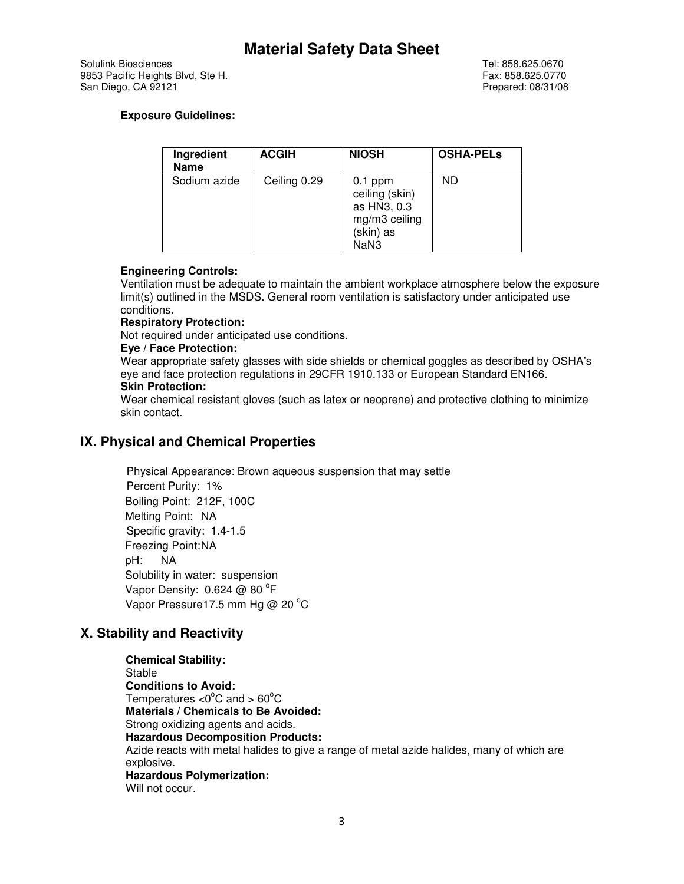**Exposure Guidelines:**

| Ingredient Name | ACGIH | NIOSH | OSHA-PELs |
|---|---|---|---|
| Sodium azide | Ceiling 0.29 | 0.1 ppm ceiling (skin) as HN3, 0.3 mg/m3 ceiling (skin) as NaN3 | ND |

**Engineering Controls:**
Ventilation must be adequate to maintain the ambient workplace atmosphere below the exposure limit(s) outlined in the MSDS. General room ventilation is satisfactory under anticipated use conditions.
**Respiratory Protection:**
Not required under anticipated use conditions.
**Eye / Face Protection:**
Wear appropriate safety glasses with side shields or chemical goggles as described by OSHA's eye and face protection regulations in 29CFR 1910.133 or European Standard EN166.
**Skin Protection:**
Wear chemical resistant gloves (such as latex or neoprene) and protective clothing to minimize skin contact.

## IX. Physical and Chemical Properties

Physical Appearance: Brown aqueous suspension that may settle
Percent Purity: 1%
Boiling Point: 212F, 100C
Melting Point: NA
Specific gravity: 1.4-1.5
Freezing Point:NA
pH: NA
Solubility in water: suspension
Vapor Density: 0.624 @ 80 $^{o}$F
Vapor Pressure17.5 mm Hg @ 20 $^{o}$C

## X. Stability and Reactivity

**Chemical Stability:**
Stable
**Conditions to Avoid:**
Temperatures <0$^{o}$C and > 60$^{o}$C
**Materials / Chemicals to Be Avoided:**
Strong oxidizing agents and acids.
**Hazardous Decomposition Products:**
Azide reacts with metal halides to give a range of metal azide halides, many of which are explosive.
**Hazardous Polymerization:**
Will not occur.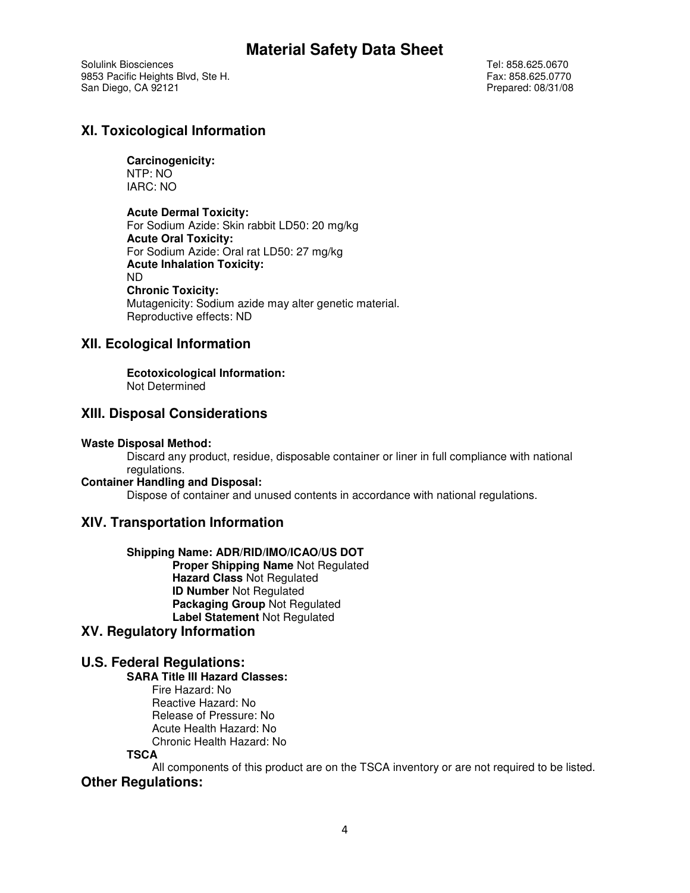## XI. Toxicological Information

**Carcinogenicity:**
NTP: NO
IARC: NO

**Acute Dermal Toxicity:**
For Sodium Azide: Skin rabbit LD50: 20 mg/kg
**Acute Oral Toxicity:**
For Sodium Azide: Oral rat LD50: 27 mg/kg
**Acute Inhalation Toxicity:**
ND
**Chronic Toxicity:**
Mutagenicity: Sodium azide may alter genetic material.
Reproductive effects: ND

## XII. Ecological Information

**Ecotoxicological Information:**
Not Determined

## XIII. Disposal Considerations

**Waste Disposal Method:**
Discard any product, residue, disposable container or liner in full compliance with national regulations.
**Container Handling and Disposal:**
Dispose of container and unused contents in accordance with national regulations.

## XIV. Transportation Information

**Shipping Name: ADR/RID/IMO/ICAO/US DOT**
**Proper Shipping Name** Not Regulated
**Hazard Class** Not Regulated
**ID Number** Not Regulated
**Packaging Group** Not Regulated
**Label Statement** Not Regulated

## XV. Regulatory Information

## U.S. Federal Regulations:

**SARA Title III Hazard Classes:**
Fire Hazard: No
Reactive Hazard: No
Release of Pressure: No
Acute Health Hazard: No
Chronic Health Hazard: No
**TSCA**
All components of this product are on the TSCA inventory or are not required to be listed.

## Other Regulations: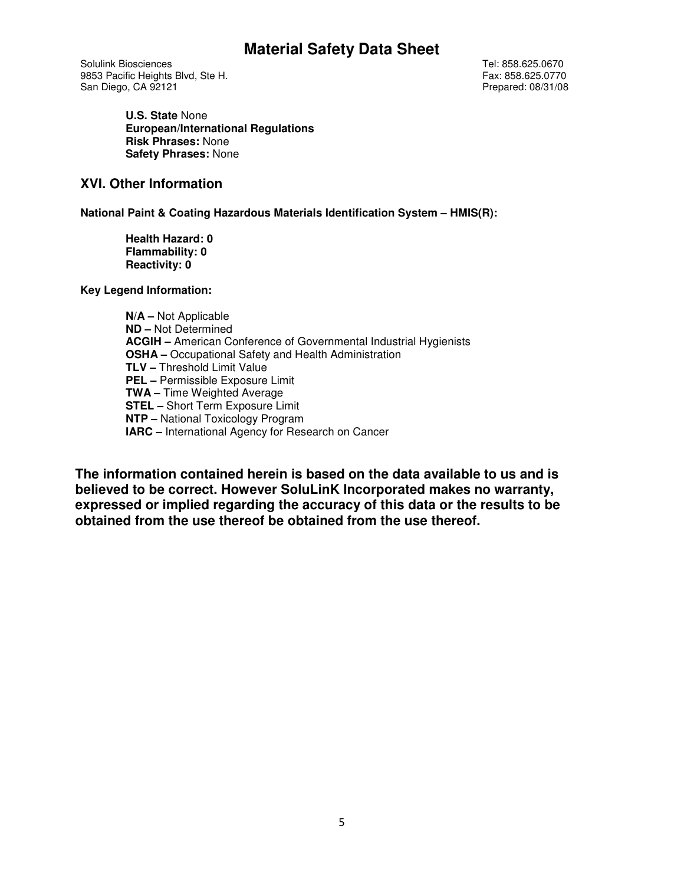**U.S. State** None
**European/International Regulations**
**Risk Phrases:** None
**Safety Phrases:** None

## XVI. Other Information

**National Paint & Coating Hazardous Materials Identification System – HMIS(R):**

**Health Hazard: 0**
**Flammability: 0**
**Reactivity: 0**

**Key Legend Information:**

**N/A –** Not Applicable
**ND –** Not Determined
**ACGIH –** American Conference of Governmental Industrial Hygienists
**OSHA –** Occupational Safety and Health Administration
**TLV –** Threshold Limit Value
**PEL –** Permissible Exposure Limit
**TWA –** Time Weighted Average
**STEL –** Short Term Exposure Limit
**NTP –** National Toxicology Program
**IARC –** International Agency for Research on Cancer

**The information contained herein is based on the data available to us and is believed to be correct. However SoluLinK Incorporated makes no warranty, expressed or implied regarding the accuracy of this data or the results to be obtained from the use thereof be obtained from the use thereof.**